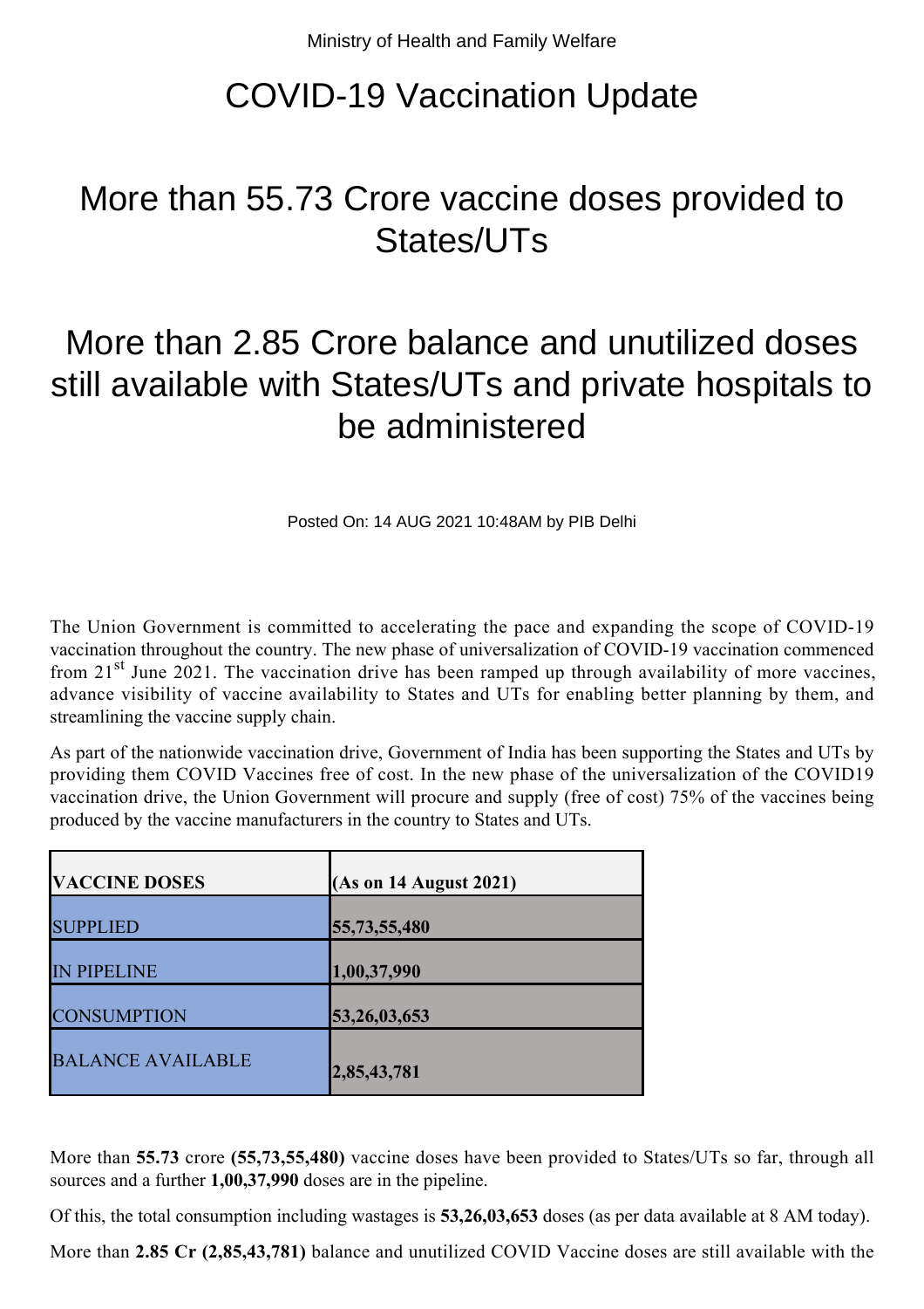Ministry of Health and Family Welfare

# COVID-19 Vaccination Update

## More than 55.73 Crore vaccine doses provided to States/UTs

## More than 2.85 Crore balance and unutilized doses still available with States/UTs and private hospitals to be administered

Posted On: 14 AUG 2021 10:48AM by PIB Delhi

The Union Government is committed to accelerating the pace and expanding the scope of COVID-19 vaccination throughout the country. The new phase of universalization of COVID-19 vaccination commenced from 21st June 2021. The vaccination drive has been ramped up through availability of more vaccines, advance visibility of vaccine availability to States and UTs for enabling better planning by them, and streamlining the vaccine supply chain.

As part of the nationwide vaccination drive, Government of India has been supporting the States and UTs by providing them COVID Vaccines free of cost. In the new phase of the universalization of the COVID19 vaccination drive, the Union Government will procure and supply (free of cost) 75% of the vaccines being produced by the vaccine manufacturers in the country to States and UTs.

| VACCINE DOSES | (As on 14 August 2021) |
|---|---|
| SUPPLIED | 55,73,55,480 |
| IN PIPELINE | 1,00,37,990 |
| CONSUMPTION | 53,26,03,653 |
| BALANCE AVAILABLE | 2,85,43,781 |

More than **55.73** crore **(55,73,55,480)** vaccine doses have been provided to States/UTs so far, through all sources and a further **1,00,37,990** doses are in the pipeline.

Of this, the total consumption including wastages is **53,26,03,653** doses (as per data available at 8 AM today).

More than **2.85 Cr (2,85,43,781)** balance and unutilized COVID Vaccine doses are still available with the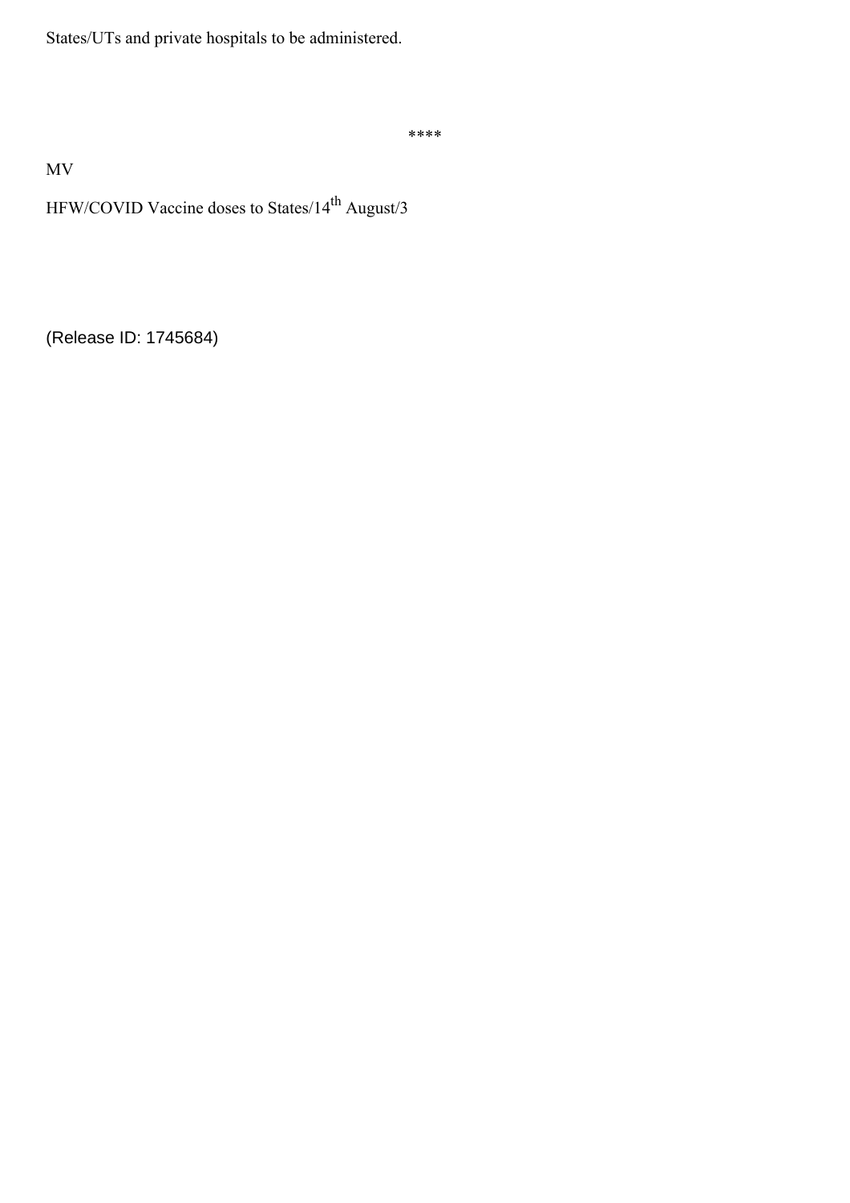States/UTs and private hospitals to be administered.

****

MV

HFW/COVID Vaccine doses to States/14th August/3

(Release ID: 1745684)